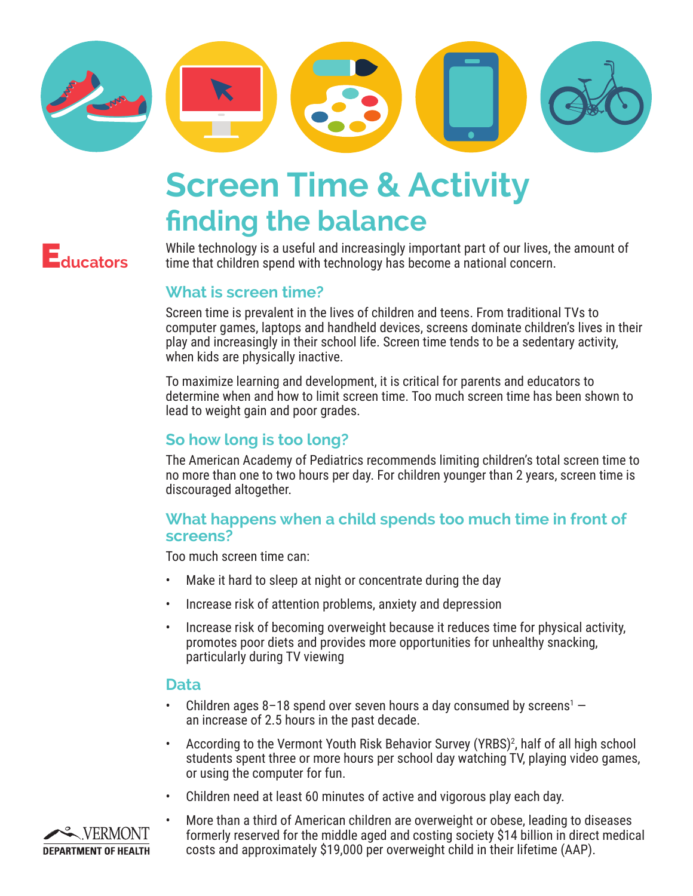# Screen Time & Activity

## finding the balance

**Educators**

While technology is a useful and increasingly important part of our lives, the amount of time that children spend with technology has become a national concern.

### What is screen time?

Screen time is prevalent in the lives of children and teens. From traditional TVs to computer games, laptops and handheld devices, screens dominate children's lives in their play and increasingly in their school life. Screen time tends to be a sedentary activity, when kids are physically inactive.

To maximize learning and development, it is critical for parents and educators to determine when and how to limit screen time. Too much screen time has been shown to lead to weight gain and poor grades.

### So how long is too long?

The American Academy of Pediatrics recommends limiting children's total screen time to no more than one to two hours per day. For children younger than 2 years, screen time is discouraged altogether.

### What happens when a child spends too much time in front of screens?

Too much screen time can:

- Make it hard to sleep at night or concentrate during the day
- Increase risk of attention problems, anxiety and depression
- Increase risk of becoming overweight because it reduces time for physical activity, promotes poor diets and provides more opportunities for unhealthy snacking, particularly during TV viewing

### Data

- Children ages 8–18 spend over seven hours a day consumed by screens[1] — an increase of 2.5 hours in the past decade.
- According to the Vermont Youth Risk Behavior Survey (YRBS)[2], half of all high school students spent three or more hours per school day watching TV, playing video games, or using the computer for fun.
- Children need at least 60 minutes of active and vigorous play each day.
- More than a third of American children are overweight or obese, leading to diseases formerly reserved for the middle aged and costing society $14 billion in direct medical costs and approximately $19,000 per overweight child in their lifetime (AAP).

VERMONT DEPARTMENT OF HEALTH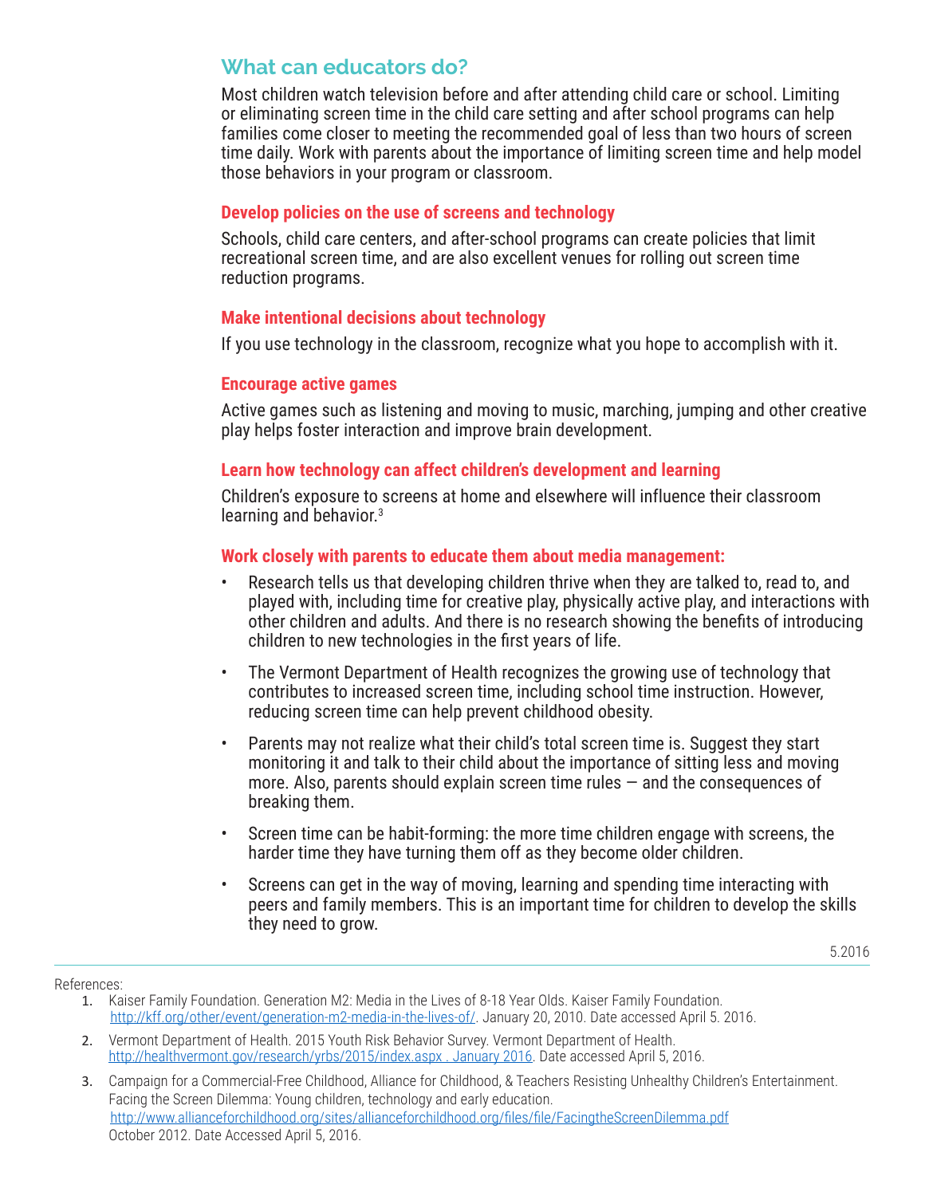## What can educators do?

Most children watch television before and after attending child care or school. Limiting or eliminating screen time in the child care setting and after school programs can help families come closer to meeting the recommended goal of less than two hours of screen time daily. Work with parents about the importance of limiting screen time and help model those behaviors in your program or classroom.

### Develop policies on the use of screens and technology

Schools, child care centers, and after-school programs can create policies that limit recreational screen time, and are also excellent venues for rolling out screen time reduction programs.

### Make intentional decisions about technology

If you use technology in the classroom, recognize what you hope to accomplish with it.

### Encourage active games

Active games such as listening and moving to music, marching, jumping and other creative play helps foster interaction and improve brain development.

### Learn how technology can affect children's development and learning

Children's exposure to screens at home and elsewhere will influence their classroom learning and behavior.[3]

### Work closely with parents to educate them about media management:

- Research tells us that developing children thrive when they are talked to, read to, and played with, including time for creative play, physically active play, and interactions with other children and adults. And there is no research showing the benefits of introducing children to new technologies in the first years of life.
- The Vermont Department of Health recognizes the growing use of technology that contributes to increased screen time, including school time instruction. However, reducing screen time can help prevent childhood obesity.
- Parents may not realize what their child's total screen time is. Suggest they start monitoring it and talk to their child about the importance of sitting less and moving more. Also, parents should explain screen time rules — and the consequences of breaking them.
- Screen time can be habit-forming: the more time children engage with screens, the harder time they have turning them off as they become older children.
- Screens can get in the way of moving, learning and spending time interacting with peers and family members. This is an important time for children to develop the skills they need to grow.

5.2016

References:

1. Kaiser Family Foundation. Generation M2: Media in the Lives of 8-18 Year Olds. Kaiser Family Foundation. http://kff.org/other/event/generation-m2-media-in-the-lives-of/. January 20, 2010. Date accessed April 5. 2016.
2. Vermont Department of Health. 2015 Youth Risk Behavior Survey. Vermont Department of Health. http://healthvermont.gov/research/yrbs/2015/index.aspx . January 2016. Date accessed April 5, 2016.
3. Campaign for a Commercial-Free Childhood, Alliance for Childhood, & Teachers Resisting Unhealthy Children's Entertainment. Facing the Screen Dilemma: Young children, technology and early education. http://www.allianceforchildhood.org/sites/allianceforchildhood.org/files/file/FacingtheScreenDilemma.pdf October 2012. Date Accessed April 5, 2016.